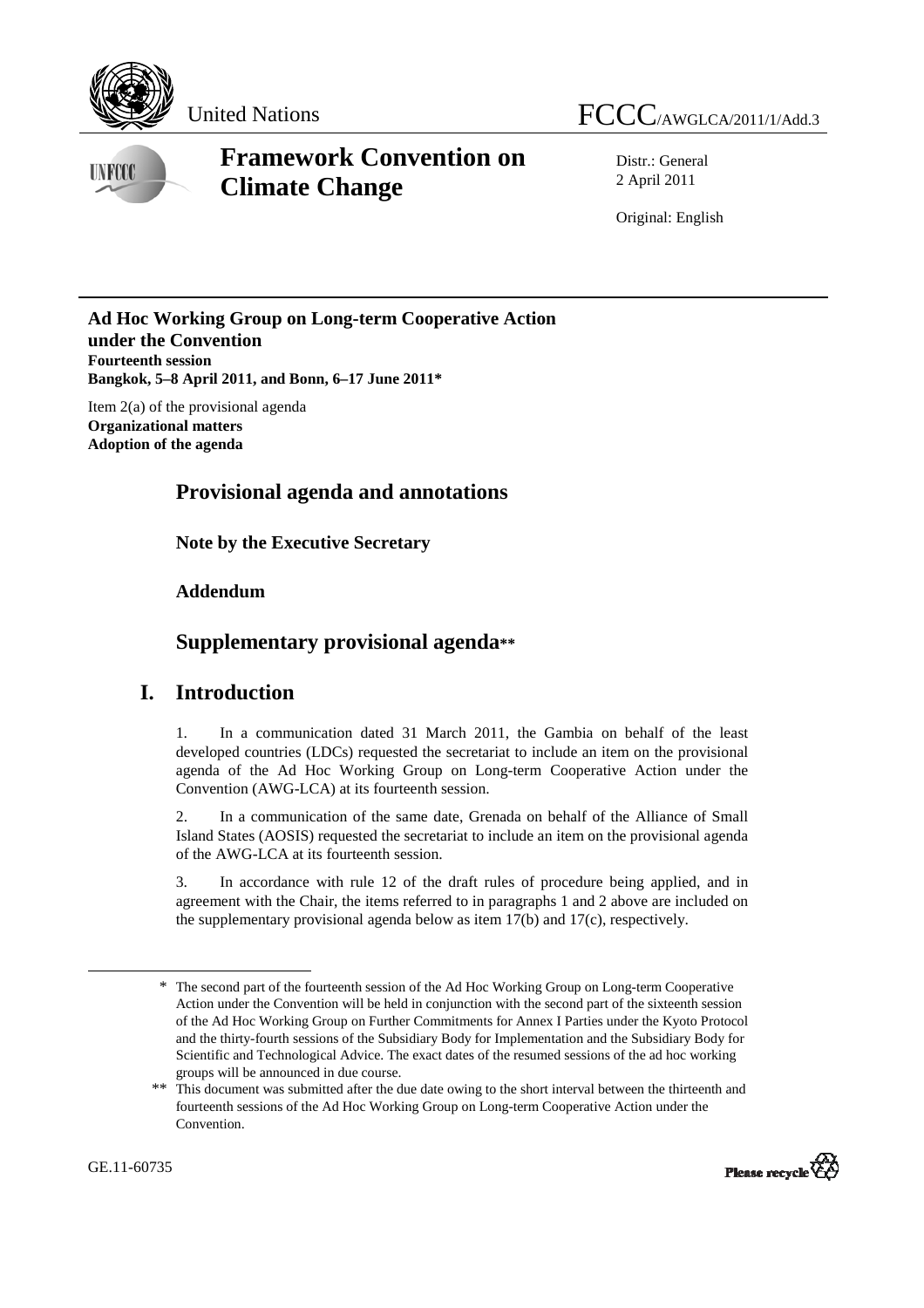United Nations FCCC/AWGLCA/2011/1/Add.3

# Framework Convention on Climate Change

Distr.: General
2 April 2011

Original: English

**Ad Hoc Working Group on Long-term Cooperative Action under the Convention**
**Fourteenth session**
**Bangkok, 5–8 April 2011, and Bonn, 6–17 June 2011***

Item 2(a) of the provisional agenda
**Organizational matters**
**Adoption of the agenda**

## Provisional agenda and annotations

**Note by the Executive Secretary**

**Addendum**

## Supplementary provisional agenda**

## I. Introduction

1. In a communication dated 31 March 2011, the Gambia on behalf of the least developed countries (LDCs) requested the secretariat to include an item on the provisional agenda of the Ad Hoc Working Group on Long-term Cooperative Action under the Convention (AWG-LCA) at its fourteenth session.

2. In a communication of the same date, Grenada on behalf of the Alliance of Small Island States (AOSIS) requested the secretariat to include an item on the provisional agenda of the AWG-LCA at its fourteenth session.

3. In accordance with rule 12 of the draft rules of procedure being applied, and in agreement with the Chair, the items referred to in paragraphs 1 and 2 above are included on the supplementary provisional agenda below as item 17(b) and 17(c), respectively.

\* The second part of the fourteenth session of the Ad Hoc Working Group on Long-term Cooperative Action under the Convention will be held in conjunction with the second part of the sixteenth session of the Ad Hoc Working Group on Further Commitments for Annex I Parties under the Kyoto Protocol and the thirty-fourth sessions of the Subsidiary Body for Implementation and the Subsidiary Body for Scientific and Technological Advice. The exact dates of the resumed sessions of the ad hoc working groups will be announced in due course.

\** This document was submitted after the due date owing to the short interval between the thirteenth and fourteenth sessions of the Ad Hoc Working Group on Long-term Cooperative Action under the Convention.

GE.11-60735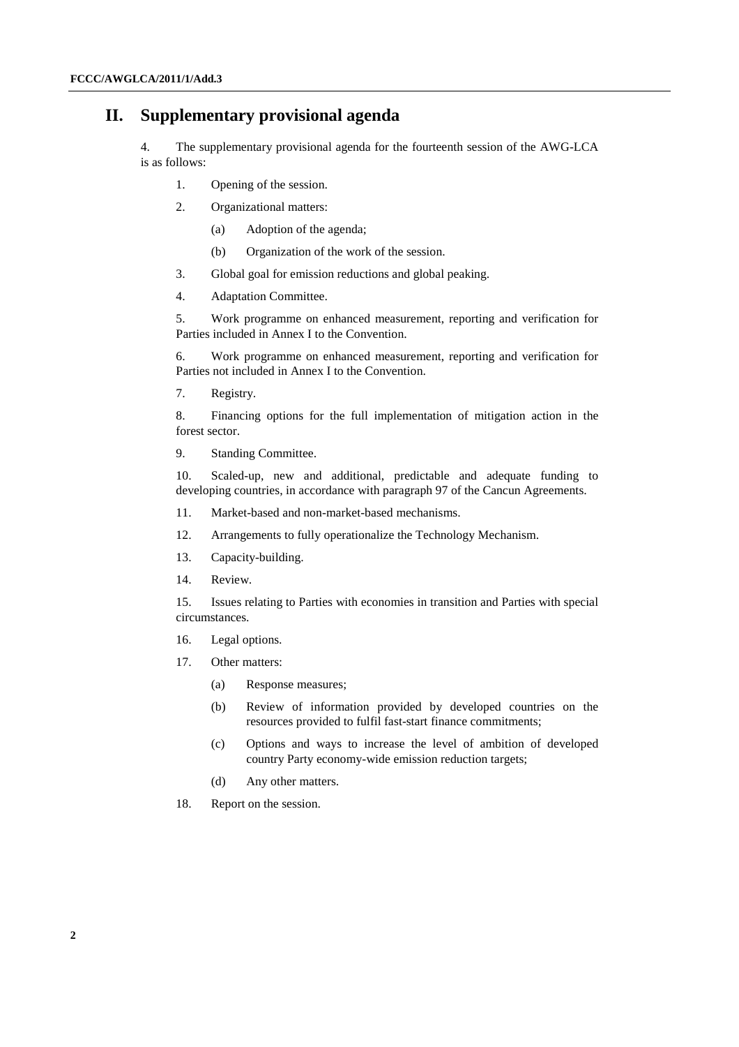# II. Supplementary provisional agenda

4. The supplementary provisional agenda for the fourteenth session of the AWG-LCA is as follows:

1. Opening of the session.

2. Organizational matters:

    (a) Adoption of the agenda;

    (b) Organization of the work of the session.

3. Global goal for emission reductions and global peaking.

4. Adaptation Committee.

5. Work programme on enhanced measurement, reporting and verification for Parties included in Annex I to the Convention.

6. Work programme on enhanced measurement, reporting and verification for Parties not included in Annex I to the Convention.

7. Registry.

8. Financing options for the full implementation of mitigation action in the forest sector.

9. Standing Committee.

10. Scaled-up, new and additional, predictable and adequate funding to developing countries, in accordance with paragraph 97 of the Cancun Agreements.

11. Market-based and non-market-based mechanisms.

12. Arrangements to fully operationalize the Technology Mechanism.

13. Capacity-building.

14. Review.

15. Issues relating to Parties with economies in transition and Parties with special circumstances.

16. Legal options.

17. Other matters:

    (a) Response measures;

    (b) Review of information provided by developed countries on the resources provided to fulfil fast-start finance commitments;

    (c) Options and ways to increase the level of ambition of developed country Party economy-wide emission reduction targets;

    (d) Any other matters.

18. Report on the session.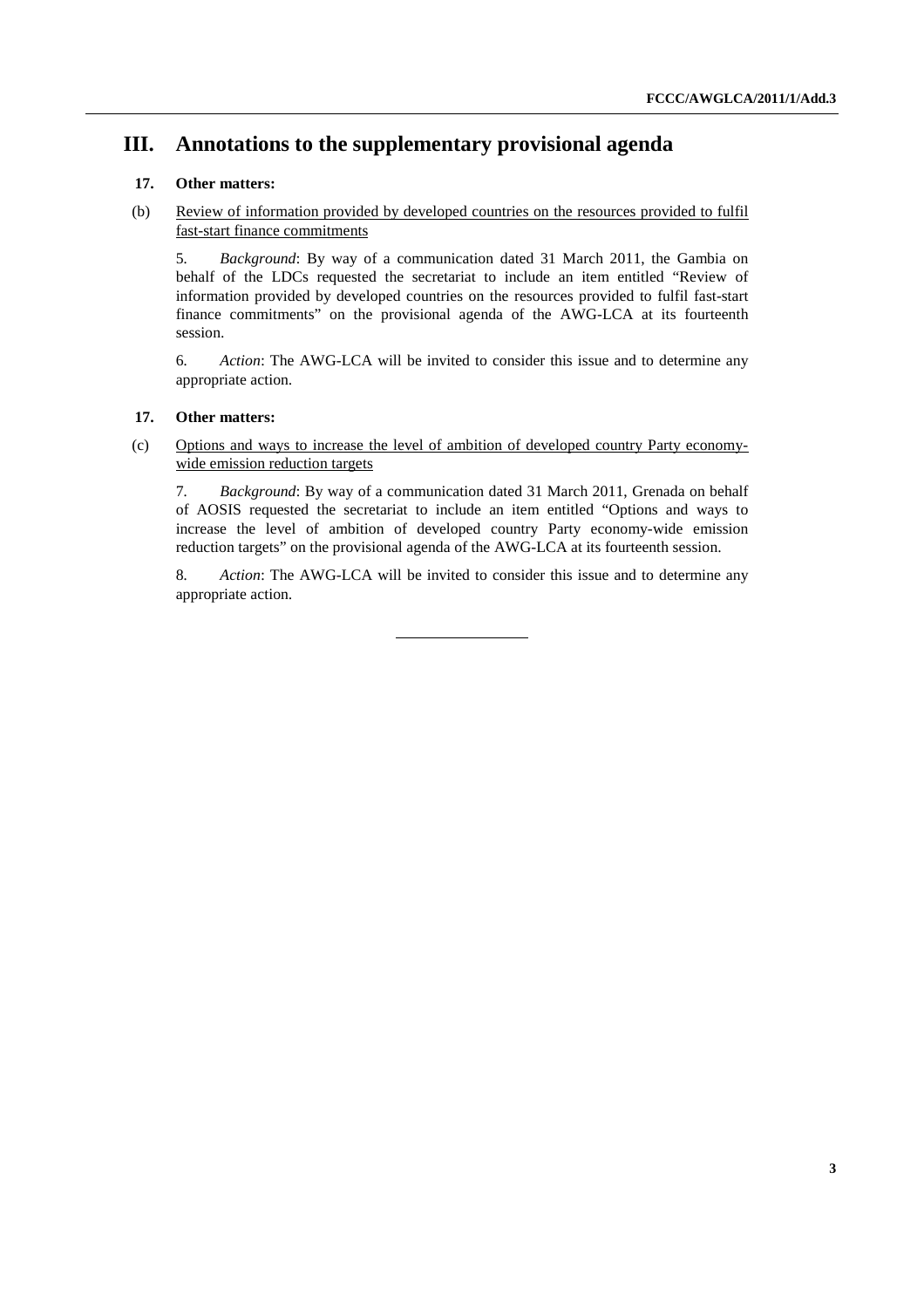# III. Annotations to the supplementary provisional agenda

### 17. Other matters:

(b) Review of information provided by developed countries on the resources provided to fulfil fast-start finance commitments

5. *Background*: By way of a communication dated 31 March 2011, the Gambia on behalf of the LDCs requested the secretariat to include an item entitled "Review of information provided by developed countries on the resources provided to fulfil fast-start finance commitments" on the provisional agenda of the AWG-LCA at its fourteenth session.

6. *Action*: The AWG-LCA will be invited to consider this issue and to determine any appropriate action.

### 17. Other matters:

(c) Options and ways to increase the level of ambition of developed country Party economy-wide emission reduction targets

7. *Background*: By way of a communication dated 31 March 2011, Grenada on behalf of AOSIS requested the secretariat to include an item entitled "Options and ways to increase the level of ambition of developed country Party economy-wide emission reduction targets" on the provisional agenda of the AWG-LCA at its fourteenth session.

8. *Action*: The AWG-LCA will be invited to consider this issue and to determine any appropriate action.